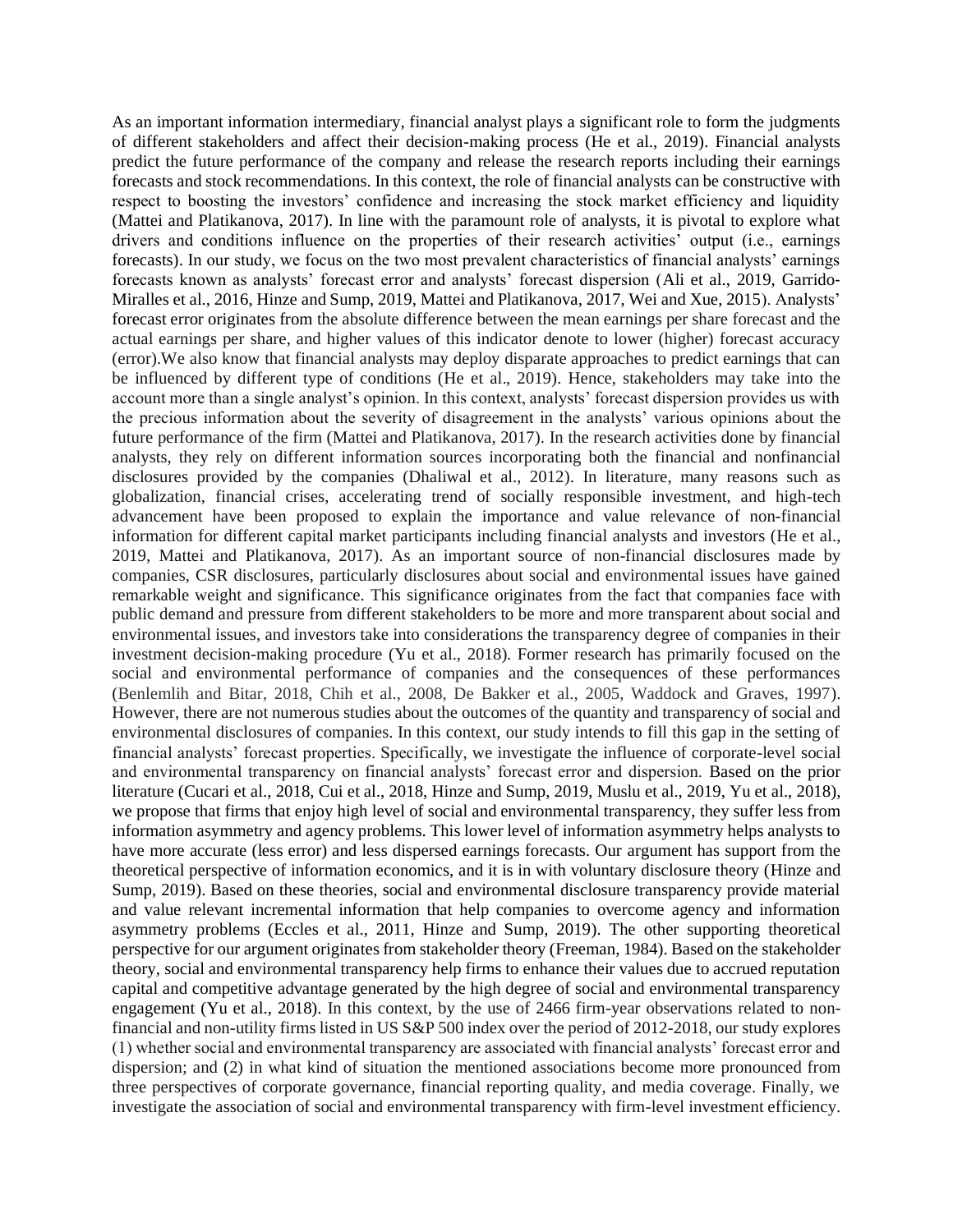As an important information intermediary, financial analyst plays a significant role to form the judgments of different stakeholders and affect their decision-making process (He et al., 2019). Financial analysts predict the future performance of the company and release the research reports including their earnings forecasts and stock recommendations. In this context, the role of financial analysts can be constructive with respect to boosting the investors' confidence and increasing the stock market efficiency and liquidity (Mattei and Platikanova, 2017). In line with the paramount role of analysts, it is pivotal to explore what drivers and conditions influence on the properties of their research activities' output (i.e., earnings forecasts). In our study, we focus on the two most prevalent characteristics of financial analysts' earnings forecasts known as analysts' forecast error and analysts' forecast dispersion (Ali et al., 2019, Garrido-Miralles et al., 2016, Hinze and Sump, 2019, Mattei and Platikanova, 2017, Wei and Xue, 2015). Analysts' forecast error originates from the absolute difference between the mean earnings per share forecast and the actual earnings per share, and higher values of this indicator denote to lower (higher) forecast accuracy (error).We also know that financial analysts may deploy disparate approaches to predict earnings that can be influenced by different type of conditions (He et al., 2019). Hence, stakeholders may take into the account more than a single analyst's opinion. In this context, analysts' forecast dispersion provides us with the precious information about the severity of disagreement in the analysts' various opinions about the future performance of the firm (Mattei and Platikanova, 2017). In the research activities done by financial analysts, they rely on different information sources incorporating both the financial and nonfinancial disclosures provided by the companies (Dhaliwal et al., 2012). In literature, many reasons such as globalization, financial crises, accelerating trend of socially responsible investment, and high-tech advancement have been proposed to explain the importance and value relevance of non-financial information for different capital market participants including financial analysts and investors (He et al., 2019, Mattei and Platikanova, 2017). As an important source of non-financial disclosures made by companies, CSR disclosures, particularly disclosures about social and environmental issues have gained remarkable weight and significance. This significance originates from the fact that companies face with public demand and pressure from different stakeholders to be more and more transparent about social and environmental issues, and investors take into considerations the transparency degree of companies in their investment decision-making procedure (Yu et al., 2018). Former research has primarily focused on the social and environmental performance of companies and the consequences of these performances (Benlemlih and Bitar, 2018, Chih et al., 2008, De Bakker et al., 2005, Waddock and Graves, 1997). However, there are not numerous studies about the outcomes of the quantity and transparency of social and environmental disclosures of companies. In this context, our study intends to fill this gap in the setting of financial analysts' forecast properties. Specifically, we investigate the influence of corporate-level social and environmental transparency on financial analysts' forecast error and dispersion. Based on the prior literature (Cucari et al., 2018, Cui et al., 2018, Hinze and Sump, 2019, Muslu et al., 2019, Yu et al., 2018), we propose that firms that enjoy high level of social and environmental transparency, they suffer less from information asymmetry and agency problems. This lower level of information asymmetry helps analysts to have more accurate (less error) and less dispersed earnings forecasts. Our argument has support from the theoretical perspective of information economics, and it is in with voluntary disclosure theory (Hinze and Sump, 2019). Based on these theories, social and environmental disclosure transparency provide material and value relevant incremental information that help companies to overcome agency and information asymmetry problems (Eccles et al., 2011, Hinze and Sump, 2019). The other supporting theoretical perspective for our argument originates from stakeholder theory (Freeman, 1984). Based on the stakeholder theory, social and environmental transparency help firms to enhance their values due to accrued reputation capital and competitive advantage generated by the high degree of social and environmental transparency engagement (Yu et al., 2018). In this context, by the use of 2466 firm-year observations related to non-financial and non-utility firms listed in US S&P 500 index over the period of 2012-2018, our study explores (1) whether social and environmental transparency are associated with financial analysts' forecast error and dispersion; and (2) in what kind of situation the mentioned associations become more pronounced from three perspectives of corporate governance, financial reporting quality, and media coverage. Finally, we investigate the association of social and environmental transparency with firm-level investment efficiency.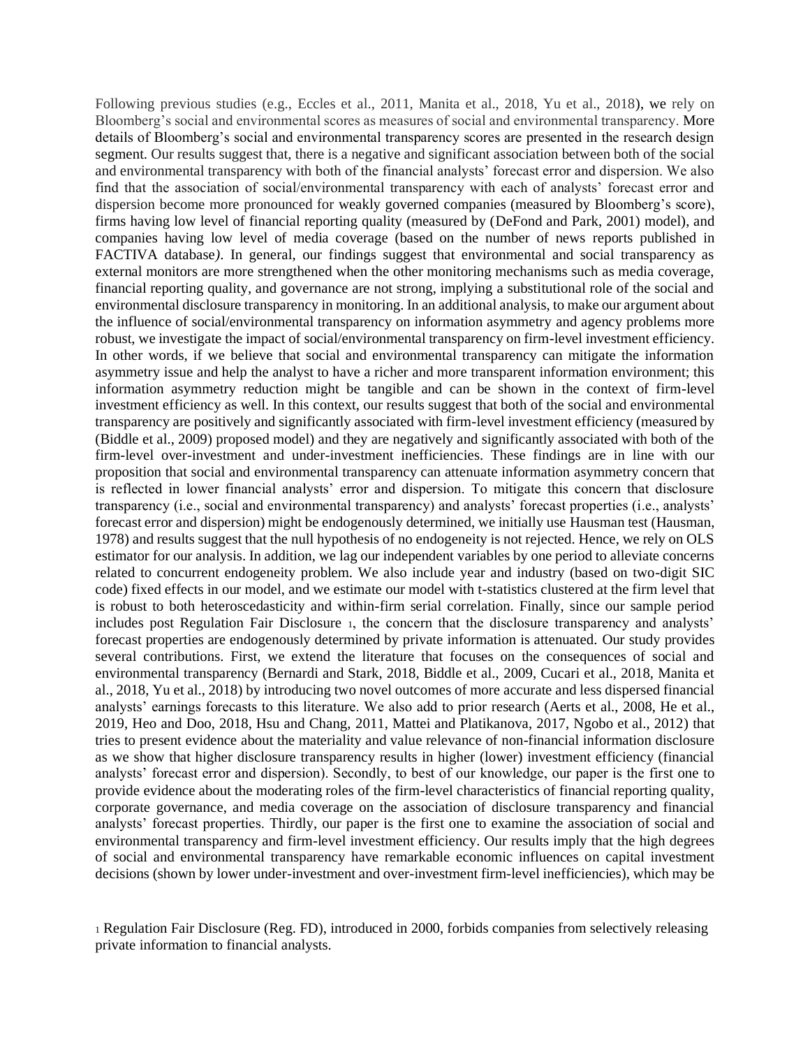Following previous studies (e.g., Eccles et al., 2011, Manita et al., 2018, Yu et al., 2018), we rely on Bloomberg's social and environmental scores as measures of social and environmental transparency. More details of Bloomberg's social and environmental transparency scores are presented in the research design segment. Our results suggest that, there is a negative and significant association between both of the social and environmental transparency with both of the financial analysts' forecast error and dispersion. We also find that the association of social/environmental transparency with each of analysts' forecast error and dispersion become more pronounced for weakly governed companies (measured by Bloomberg's score), firms having low level of financial reporting quality (measured by (DeFond and Park, 2001) model), and companies having low level of media coverage (based on the number of news reports published in FACTIVA database). In general, our findings suggest that environmental and social transparency as external monitors are more strengthened when the other monitoring mechanisms such as media coverage, financial reporting quality, and governance are not strong, implying a substitutional role of the social and environmental disclosure transparency in monitoring. In an additional analysis, to make our argument about the influence of social/environmental transparency on information asymmetry and agency problems more robust, we investigate the impact of social/environmental transparency on firm-level investment efficiency. In other words, if we believe that social and environmental transparency can mitigate the information asymmetry issue and help the analyst to have a richer and more transparent information environment; this information asymmetry reduction might be tangible and can be shown in the context of firm-level investment efficiency as well. In this context, our results suggest that both of the social and environmental transparency are positively and significantly associated with firm-level investment efficiency (measured by (Biddle et al., 2009) proposed model) and they are negatively and significantly associated with both of the firm-level over-investment and under-investment inefficiencies. These findings are in line with our proposition that social and environmental transparency can attenuate information asymmetry concern that is reflected in lower financial analysts' error and dispersion. To mitigate this concern that disclosure transparency (i.e., social and environmental transparency) and analysts' forecast properties (i.e., analysts' forecast error and dispersion) might be endogenously determined, we initially use Hausman test (Hausman, 1978) and results suggest that the null hypothesis of no endogeneity is not rejected. Hence, we rely on OLS estimator for our analysis. In addition, we lag our independent variables by one period to alleviate concerns related to concurrent endogeneity problem. We also include year and industry (based on two-digit SIC code) fixed effects in our model, and we estimate our model with t-statistics clustered at the firm level that is robust to both heteroscedasticity and within-firm serial correlation. Finally, since our sample period includes post Regulation Fair Disclosure [1], the concern that the disclosure transparency and analysts' forecast properties are endogenously determined by private information is attenuated. Our study provides several contributions. First, we extend the literature that focuses on the consequences of social and environmental transparency (Bernardi and Stark, 2018, Biddle et al., 2009, Cucari et al., 2018, Manita et al., 2018, Yu et al., 2018) by introducing two novel outcomes of more accurate and less dispersed financial analysts' earnings forecasts to this literature. We also add to prior research (Aerts et al., 2008, He et al., 2019, Heo and Doo, 2018, Hsu and Chang, 2011, Mattei and Platikanova, 2017, Ngobo et al., 2012) that tries to present evidence about the materiality and value relevance of non-financial information disclosure as we show that higher disclosure transparency results in higher (lower) investment efficiency (financial analysts' forecast error and dispersion). Secondly, to best of our knowledge, our paper is the first one to provide evidence about the moderating roles of the firm-level characteristics of financial reporting quality, corporate governance, and media coverage on the association of disclosure transparency and financial analysts' forecast properties. Thirdly, our paper is the first one to examine the association of social and environmental transparency and firm-level investment efficiency. Our results imply that the high degrees of social and environmental transparency have remarkable economic influences on capital investment decisions (shown by lower under-investment and over-investment firm-level inefficiencies), which may be

[1] Regulation Fair Disclosure (Reg. FD), introduced in 2000, forbids companies from selectively releasing private information to financial analysts.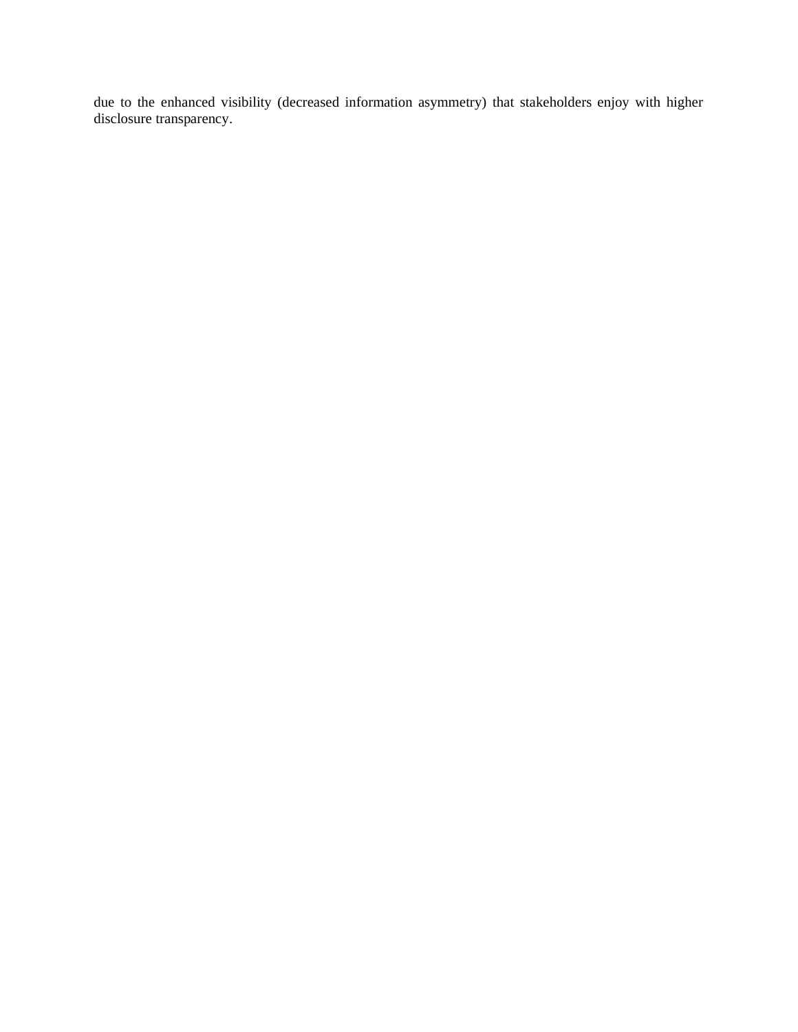due to the enhanced visibility (decreased information asymmetry) that stakeholders enjoy with higher disclosure transparency.